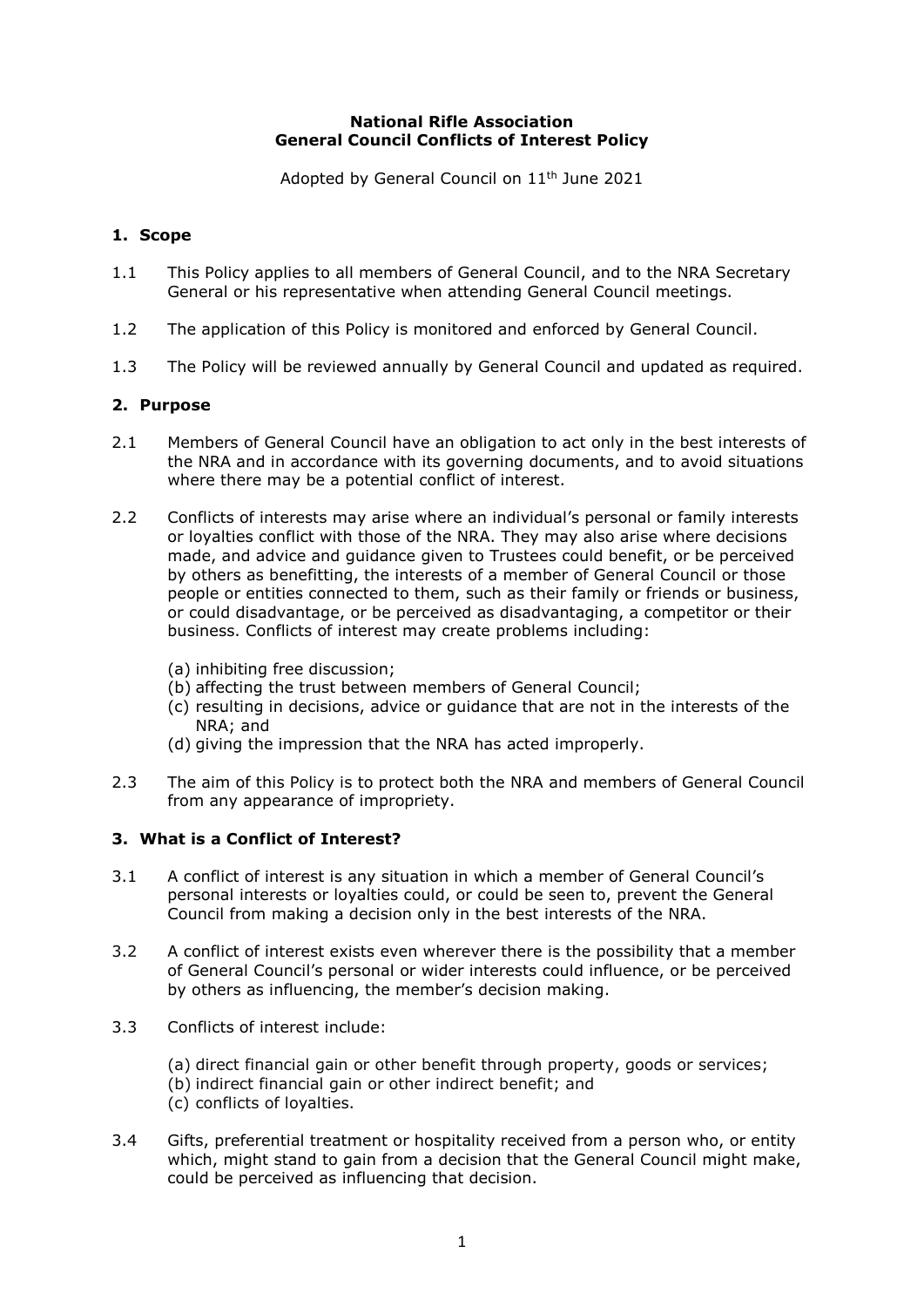**National Rifle Association**
**General Council Conflicts of Interest Policy**

Adopted by General Council on 11th June 2021

## 1. Scope

1.1 This Policy applies to all members of General Council, and to the NRA Secretary General or his representative when attending General Council meetings.

1.2 The application of this Policy is monitored and enforced by General Council.

1.3 The Policy will be reviewed annually by General Council and updated as required.

## 2. Purpose

2.1 Members of General Council have an obligation to act only in the best interests of the NRA and in accordance with its governing documents, and to avoid situations where there may be a potential conflict of interest.

2.2 Conflicts of interests may arise where an individual's personal or family interests or loyalties conflict with those of the NRA. They may also arise where decisions made, and advice and guidance given to Trustees could benefit, or be perceived by others as benefitting, the interests of a member of General Council or those people or entities connected to them, such as their family or friends or business, or could disadvantage, or be perceived as disadvantaging, a competitor or their business. Conflicts of interest may create problems including:

(a) inhibiting free discussion;
(b) affecting the trust between members of General Council;
(c) resulting in decisions, advice or guidance that are not in the interests of the NRA; and
(d) giving the impression that the NRA has acted improperly.

2.3 The aim of this Policy is to protect both the NRA and members of General Council from any appearance of impropriety.

## 3. What is a Conflict of Interest?

3.1 A conflict of interest is any situation in which a member of General Council's personal interests or loyalties could, or could be seen to, prevent the General Council from making a decision only in the best interests of the NRA.

3.2 A conflict of interest exists even wherever there is the possibility that a member of General Council's personal or wider interests could influence, or be perceived by others as influencing, the member's decision making.

3.3 Conflicts of interest include:

(a) direct financial gain or other benefit through property, goods or services;
(b) indirect financial gain or other indirect benefit; and
(c) conflicts of loyalties.

3.4 Gifts, preferential treatment or hospitality received from a person who, or entity which, might stand to gain from a decision that the General Council might make, could be perceived as influencing that decision.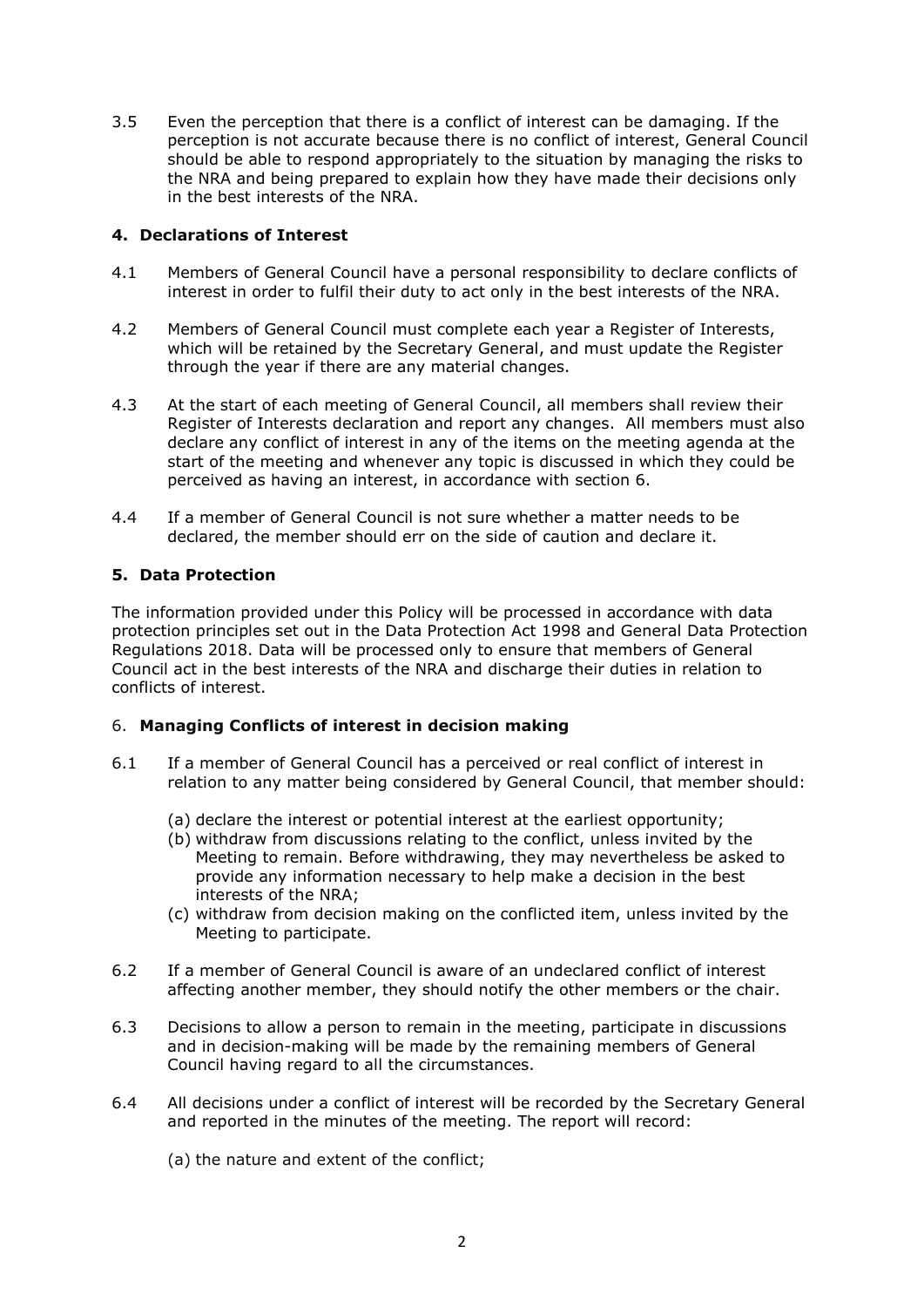3.5 Even the perception that there is a conflict of interest can be damaging. If the perception is not accurate because there is no conflict of interest, General Council should be able to respond appropriately to the situation by managing the risks to the NRA and being prepared to explain how they have made their decisions only in the best interests of the NRA.

## 4. Declarations of Interest

4.1 Members of General Council have a personal responsibility to declare conflicts of interest in order to fulfil their duty to act only in the best interests of the NRA.

4.2 Members of General Council must complete each year a Register of Interests, which will be retained by the Secretary General, and must update the Register through the year if there are any material changes.

4.3 At the start of each meeting of General Council, all members shall review their Register of Interests declaration and report any changes. All members must also declare any conflict of interest in any of the items on the meeting agenda at the start of the meeting and whenever any topic is discussed in which they could be perceived as having an interest, in accordance with section 6.

4.4 If a member of General Council is not sure whether a matter needs to be declared, the member should err on the side of caution and declare it.

## 5. Data Protection

The information provided under this Policy will be processed in accordance with data protection principles set out in the Data Protection Act 1998 and General Data Protection Regulations 2018. Data will be processed only to ensure that members of General Council act in the best interests of the NRA and discharge their duties in relation to conflicts of interest.

## 6. Managing Conflicts of interest in decision making

6.1 If a member of General Council has a perceived or real conflict of interest in relation to any matter being considered by General Council, that member should:

(a) declare the interest or potential interest at the earliest opportunity;

(b) withdraw from discussions relating to the conflict, unless invited by the Meeting to remain. Before withdrawing, they may nevertheless be asked to provide any information necessary to help make a decision in the best interests of the NRA;

(c) withdraw from decision making on the conflicted item, unless invited by the Meeting to participate.

6.2 If a member of General Council is aware of an undeclared conflict of interest affecting another member, they should notify the other members or the chair.

6.3 Decisions to allow a person to remain in the meeting, participate in discussions and in decision-making will be made by the remaining members of General Council having regard to all the circumstances.

6.4 All decisions under a conflict of interest will be recorded by the Secretary General and reported in the minutes of the meeting. The report will record:

(a) the nature and extent of the conflict;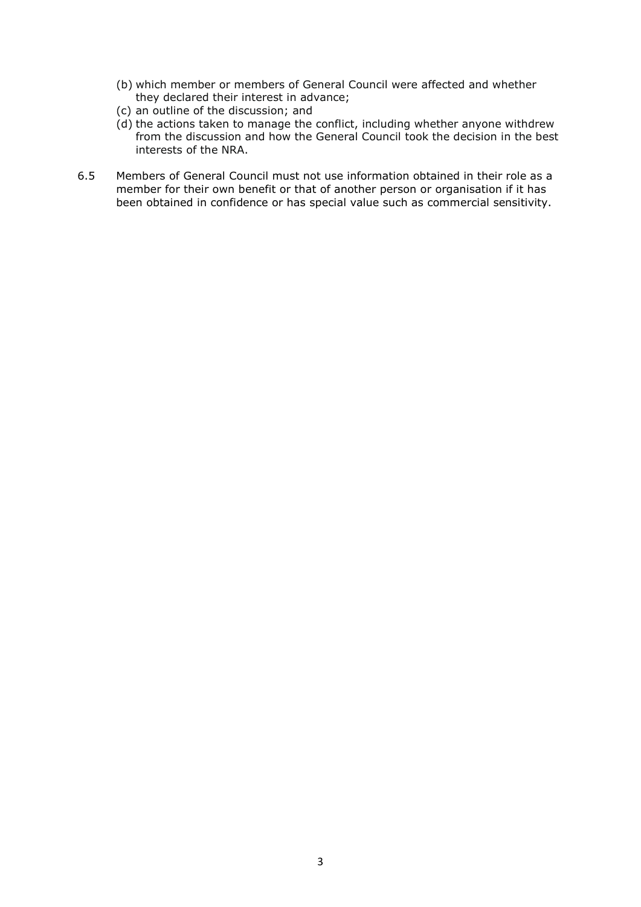(b) which member or members of General Council were affected and whether they declared their interest in advance;

(c) an outline of the discussion; and

(d) the actions taken to manage the conflict, including whether anyone withdrew from the discussion and how the General Council took the decision in the best interests of the NRA.

6.5 Members of General Council must not use information obtained in their role as a member for their own benefit or that of another person or organisation if it has been obtained in confidence or has special value such as commercial sensitivity.